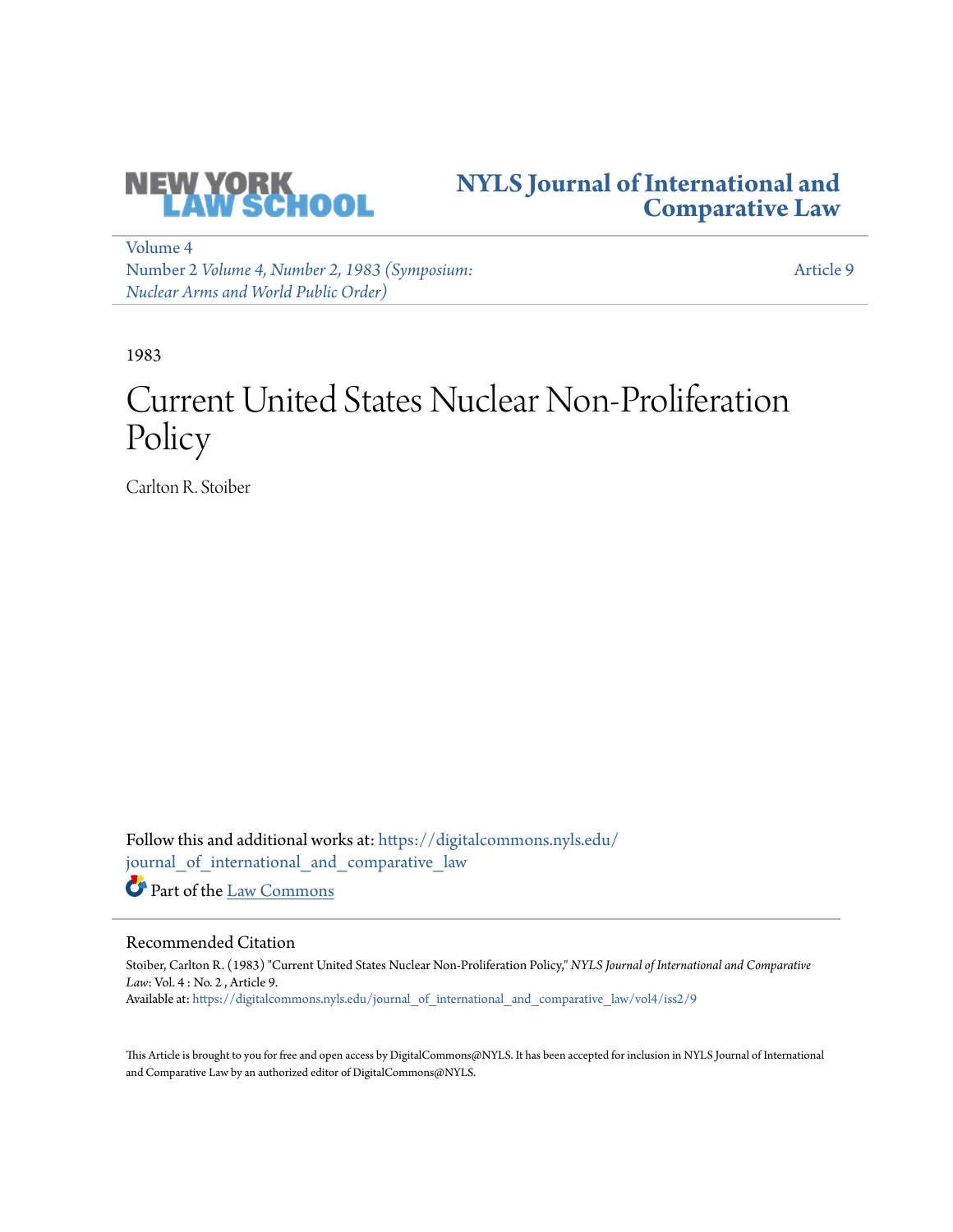NEW YORK LAW SCHOOL

# NYLS Journal of International and Comparative Law

Volume 4
Number 2 *Volume 4, Number 2, 1983 (Symposium: Nuclear Arms and World Public Order)*

Article 9

1983

# Current United States Nuclear Non-Proliferation Policy

Carlton R. Stoiber

Follow this and additional works at: https://digitalcommons.nyls.edu/journal_of_international_and_comparative_law

Part of the Law Commons

## Recommended Citation

Stoiber, Carlton R. (1983) "Current United States Nuclear Non-Proliferation Policy," *NYLS Journal of International and Comparative Law*: Vol. 4 : No. 2 , Article 9.
Available at: https://digitalcommons.nyls.edu/journal_of_international_and_comparative_law/vol4/iss2/9

This Article is brought to you for free and open access by DigitalCommons@NYLS. It has been accepted for inclusion in NYLS Journal of International and Comparative Law by an authorized editor of DigitalCommons@NYLS.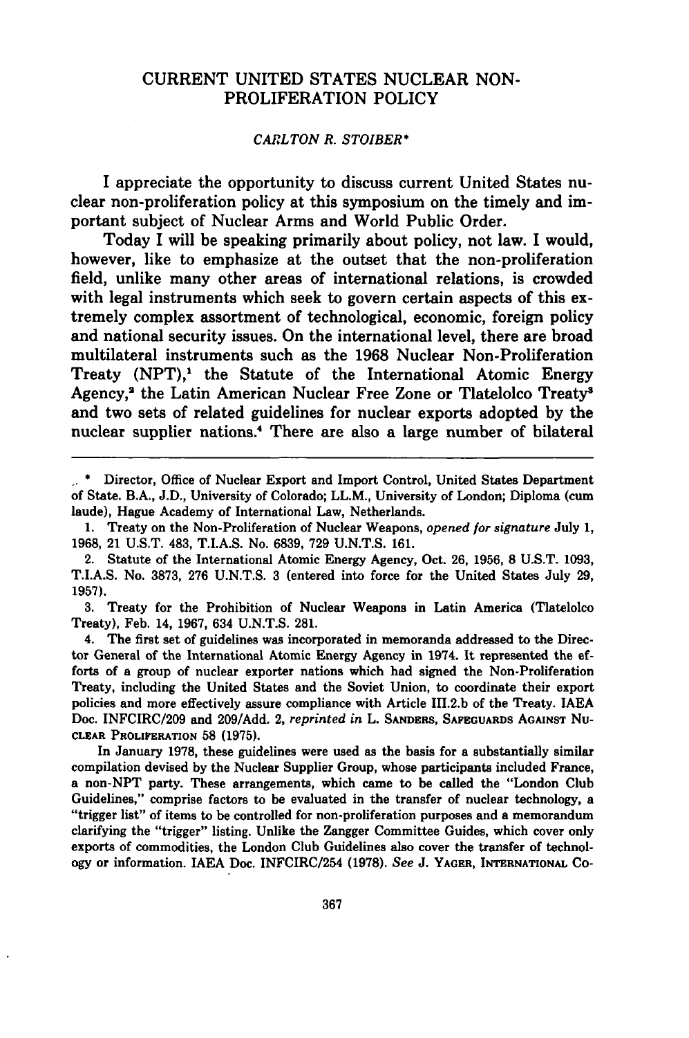# CURRENT UNITED STATES NUCLEAR NON-PROLIFERATION POLICY

*CARLTON R. STOIBER\**

I appreciate the opportunity to discuss current United States nuclear non-proliferation policy at this symposium on the timely and important subject of Nuclear Arms and World Public Order.

Today I will be speaking primarily about policy, not law. I would, however, like to emphasize at the outset that the non-proliferation field, unlike many other areas of international relations, is crowded with legal instruments which seek to govern certain aspects of this extremely complex assortment of technological, economic, foreign policy and national security issues. On the international level, there are broad multilateral instruments such as the 1968 Nuclear Non-Proliferation Treaty (NPT),[1] the Statute of the International Atomic Energy Agency,[2] the Latin American Nuclear Free Zone or Tlatelolco Treaty[3] and two sets of related guidelines for nuclear exports adopted by the nuclear supplier nations.[4] There are also a large number of bilateral

---

\* Director, Office of Nuclear Export and Import Control, United States Department of State. B.A., J.D., University of Colorado; LL.M., University of London; Diploma (cum laude), Hague Academy of International Law, Netherlands.

1. Treaty on the Non-Proliferation of Nuclear Weapons, *opened for signature* July 1, 1968, 21 U.S.T. 483, T.I.A.S. No. 6839, 729 U.N.T.S. 161.

2. Statute of the International Atomic Energy Agency, Oct. 26, 1956, 8 U.S.T. 1093, T.I.A.S. No. 3873, 276 U.N.T.S. 3 (entered into force for the United States July 29, 1957).

3. Treaty for the Prohibition of Nuclear Weapons in Latin America (Tlatelolco Treaty), Feb. 14, 1967, 634 U.N.T.S. 281.

4. The first set of guidelines was incorporated in memoranda addressed to the Director General of the International Atomic Energy Agency in 1974. It represented the efforts of a group of nuclear exporter nations which had signed the Non-Proliferation Treaty, including the United States and the Soviet Union, to coordinate their export policies and more effectively assure compliance with Article III.2.b of the Treaty. IAEA Doc. INFCIRC/209 and 209/Add. 2, *reprinted in* L. SANDERS, SAFEGUARDS AGAINST NUCLEAR PROLIFERATION 58 (1975).

In January 1978, these guidelines were used as the basis for a substantially similar compilation devised by the Nuclear Supplier Group, whose participants included France, a non-NPT party. These arrangements, which came to be called the "London Club Guidelines," comprise factors to be evaluated in the transfer of nuclear technology, a "trigger list" of items to be controlled for non-proliferation purposes and a memorandum clarifying the "trigger" listing. Unlike the Zangger Committee Guides, which cover only exports of commodities, the London Club Guidelines also cover the transfer of technology or information. IAEA Doc. INFCIRC/254 (1978). *See* J. YAGER, INTERNATIONAL CO-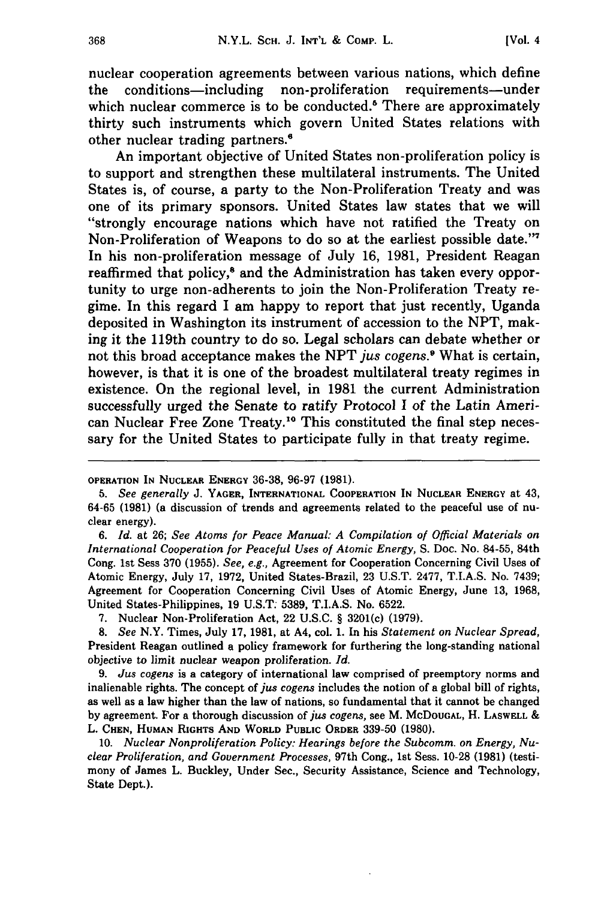nuclear cooperation agreements between various nations, which define the conditions—including non-proliferation requirements—under which nuclear commerce is to be conducted.[5] There are approximately thirty such instruments which govern United States relations with other nuclear trading partners.[6]

An important objective of United States non-proliferation policy is to support and strengthen these multilateral instruments. The United States is, of course, a party to the Non-Proliferation Treaty and was one of its primary sponsors. United States law states that we will "strongly encourage nations which have not ratified the Treaty on Non-Proliferation of Weapons to do so at the earliest possible date."[7] In his non-proliferation message of July 16, 1981, President Reagan reaffirmed that policy,[8] and the Administration has taken every opportunity to urge non-adherents to join the Non-Proliferation Treaty regime. In this regard I am happy to report that just recently, Uganda deposited in Washington its instrument of accession to the NPT, making it the 119th country to do so. Legal scholars can debate whether or not this broad acceptance makes the NPT *jus cogens*.[9] What is certain, however, is that it is one of the broadest multilateral treaty regimes in existence. On the regional level, in 1981 the current Administration successfully urged the Senate to ratify Protocol I of the Latin American Nuclear Free Zone Treaty.[10] This constituted the final step necessary for the United States to participate fully in that treaty regime.

---

OPERATION IN NUCLEAR ENERGY 36-38, 96-97 (1981).

5. *See generally* J. YAGER, INTERNATIONAL COOPERATION IN NUCLEAR ENERGY at 43, 64-65 (1981) (a discussion of trends and agreements related to the peaceful use of nuclear energy).

6. *Id.* at 26; *See Atoms for Peace Manual: A Compilation of Official Materials on International Cooperation for Peaceful Uses of Atomic Energy*, S. Doc. No. 84-55, 84th Cong. 1st Sess 370 (1955). *See, e.g.*, Agreement for Cooperation Concerning Civil Uses of Atomic Energy, July 17, 1972, United States-Brazil, 23 U.S.T. 2477, T.I.A.S. No. 7439; Agreement for Cooperation Concerning Civil Uses of Atomic Energy, June 13, 1968, United States-Philippines, 19 U.S.T. 5389, T.I.A.S. No. 6522.

7. Nuclear Non-Proliferation Act, 22 U.S.C. § 3201(c) (1979).

8. *See* N.Y. Times, July 17, 1981, at A4, col. 1. In his *Statement on Nuclear Spread*, President Reagan outlined a policy framework for furthering the long-standing national objective to limit nuclear weapon proliferation. *Id.*

9. *Jus cogens* is a category of international law comprised of preemptory norms and inalienable rights. The concept of *jus cogens* includes the notion of a global bill of rights, as well as a law higher than the law of nations, so fundamental that it cannot be changed by agreement. For a thorough discussion of *jus cogens*, see M. MCDOUGAL, H. LASWELL & L. CHEN, HUMAN RIGHTS AND WORLD PUBLIC ORDER 339-50 (1980).

10. *Nuclear Nonproliferation Policy: Hearings before the Subcomm. on Energy, Nuclear Proliferation, and Government Processes*, 97th Cong., 1st Sess. 10-28 (1981) (testimony of James L. Buckley, Under Sec., Security Assistance, Science and Technology, State Dept.).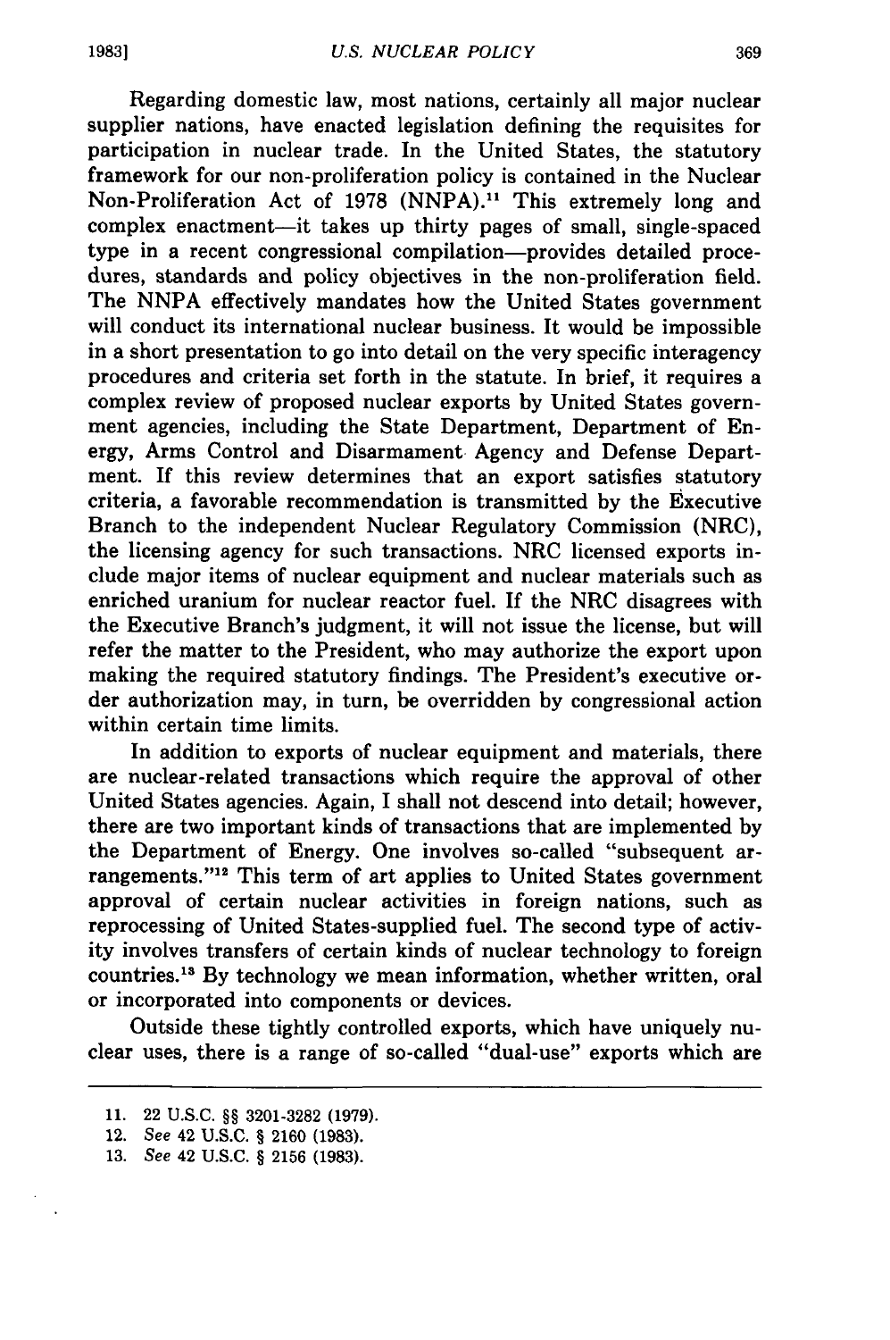Regarding domestic law, most nations, certainly all major nuclear supplier nations, have enacted legislation defining the requisites for participation in nuclear trade. In the United States, the statutory framework for our non-proliferation policy is contained in the Nuclear Non-Proliferation Act of 1978 (NNPA).[11] This extremely long and complex enactment—it takes up thirty pages of small, single-spaced type in a recent congressional compilation—provides detailed procedures, standards and policy objectives in the non-proliferation field. The NNPA effectively mandates how the United States government will conduct its international nuclear business. It would be impossible in a short presentation to go into detail on the very specific interagency procedures and criteria set forth in the statute. In brief, it requires a complex review of proposed nuclear exports by United States government agencies, including the State Department, Department of Energy, Arms Control and Disarmament Agency and Defense Department. If this review determines that an export satisfies statutory criteria, a favorable recommendation is transmitted by the Executive Branch to the independent Nuclear Regulatory Commission (NRC), the licensing agency for such transactions. NRC licensed exports include major items of nuclear equipment and nuclear materials such as enriched uranium for nuclear reactor fuel. If the NRC disagrees with the Executive Branch's judgment, it will not issue the license, but will refer the matter to the President, who may authorize the export upon making the required statutory findings. The President's executive order authorization may, in turn, be overridden by congressional action within certain time limits.

In addition to exports of nuclear equipment and materials, there are nuclear-related transactions which require the approval of other United States agencies. Again, I shall not descend into detail; however, there are two important kinds of transactions that are implemented by the Department of Energy. One involves so-called "subsequent arrangements."[12] This term of art applies to United States government approval of certain nuclear activities in foreign nations, such as reprocessing of United States-supplied fuel. The second type of activity involves transfers of certain kinds of nuclear technology to foreign countries.[13] By technology we mean information, whether written, oral or incorporated into components or devices.

Outside these tightly controlled exports, which have uniquely nuclear uses, there is a range of so-called "dual-use" exports which are

---

11. 22 U.S.C. §§ 3201-3282 (1979).

12. *See* 42 U.S.C. § 2160 (1983).

13. *See* 42 U.S.C. § 2156 (1983).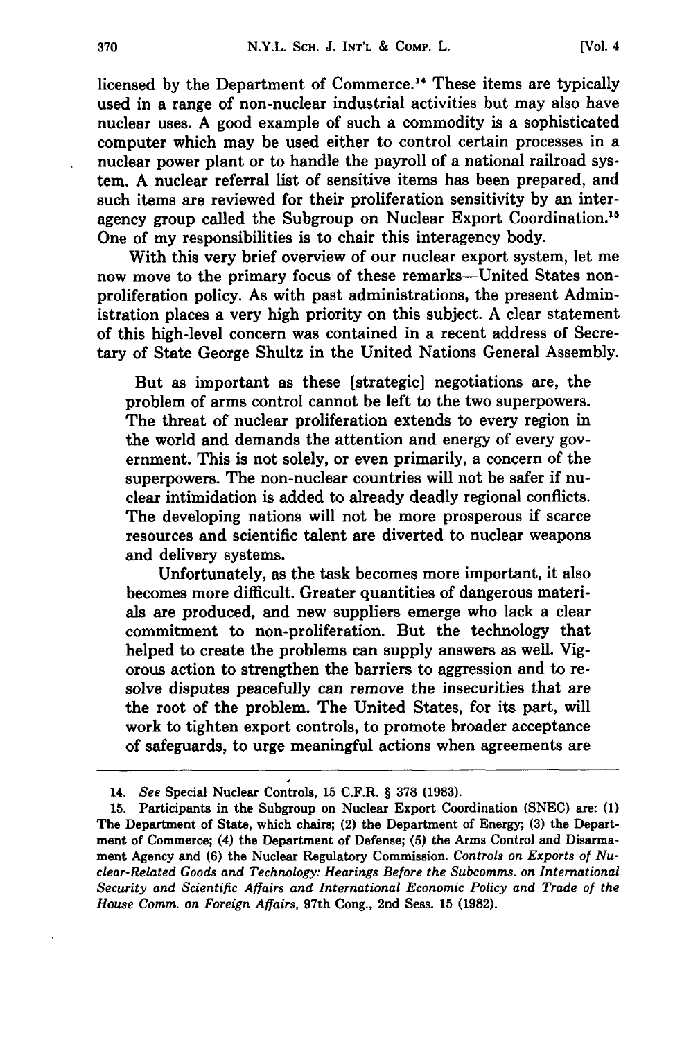licensed by the Department of Commerce.[14] These items are typically used in a range of non-nuclear industrial activities but may also have nuclear uses. A good example of such a commodity is a sophisticated computer which may be used either to control certain processes in a nuclear power plant or to handle the payroll of a national railroad system. A nuclear referral list of sensitive items has been prepared, and such items are reviewed for their proliferation sensitivity by an interagency group called the Subgroup on Nuclear Export Coordination.[15] One of my responsibilities is to chair this interagency body.

With this very brief overview of our nuclear export system, let me now move to the primary focus of these remarks—United States nonproliferation policy. As with past administrations, the present Administration places a very high priority on this subject. A clear statement of this high-level concern was contained in a recent address of Secretary of State George Shultz in the United Nations General Assembly.

> But as important as these [strategic] negotiations are, the problem of arms control cannot be left to the two superpowers. The threat of nuclear proliferation extends to every region in the world and demands the attention and energy of every government. This is not solely, or even primarily, a concern of the superpowers. The non-nuclear countries will not be safer if nuclear intimidation is added to already deadly regional conflicts. The developing nations will not be more prosperous if scarce resources and scientific talent are diverted to nuclear weapons and delivery systems.
>
> Unfortunately, as the task becomes more important, it also becomes more difficult. Greater quantities of dangerous materials are produced, and new suppliers emerge who lack a clear commitment to non-proliferation. But the technology that helped to create the problems can supply answers as well. Vigorous action to strengthen the barriers to aggression and to resolve disputes peacefully can remove the insecurities that are the root of the problem. The United States, for its part, will work to tighten export controls, to promote broader acceptance of safeguards, to urge meaningful actions when agreements are

---

14. *See* Special Nuclear Controls, 15 C.F.R. § 378 (1983).

15. Participants in the Subgroup on Nuclear Export Coordination (SNEC) are: (1) The Department of State, which chairs; (2) the Department of Energy; (3) the Department of Commerce; (4) the Department of Defense; (5) the Arms Control and Disarmament Agency and (6) the Nuclear Regulatory Commission. *Controls on Exports of Nuclear-Related Goods and Technology: Hearings Before the Subcomms. on International Security and Scientific Affairs and International Economic Policy and Trade of the House Comm. on Foreign Affairs*, 97th Cong., 2nd Sess. 15 (1982).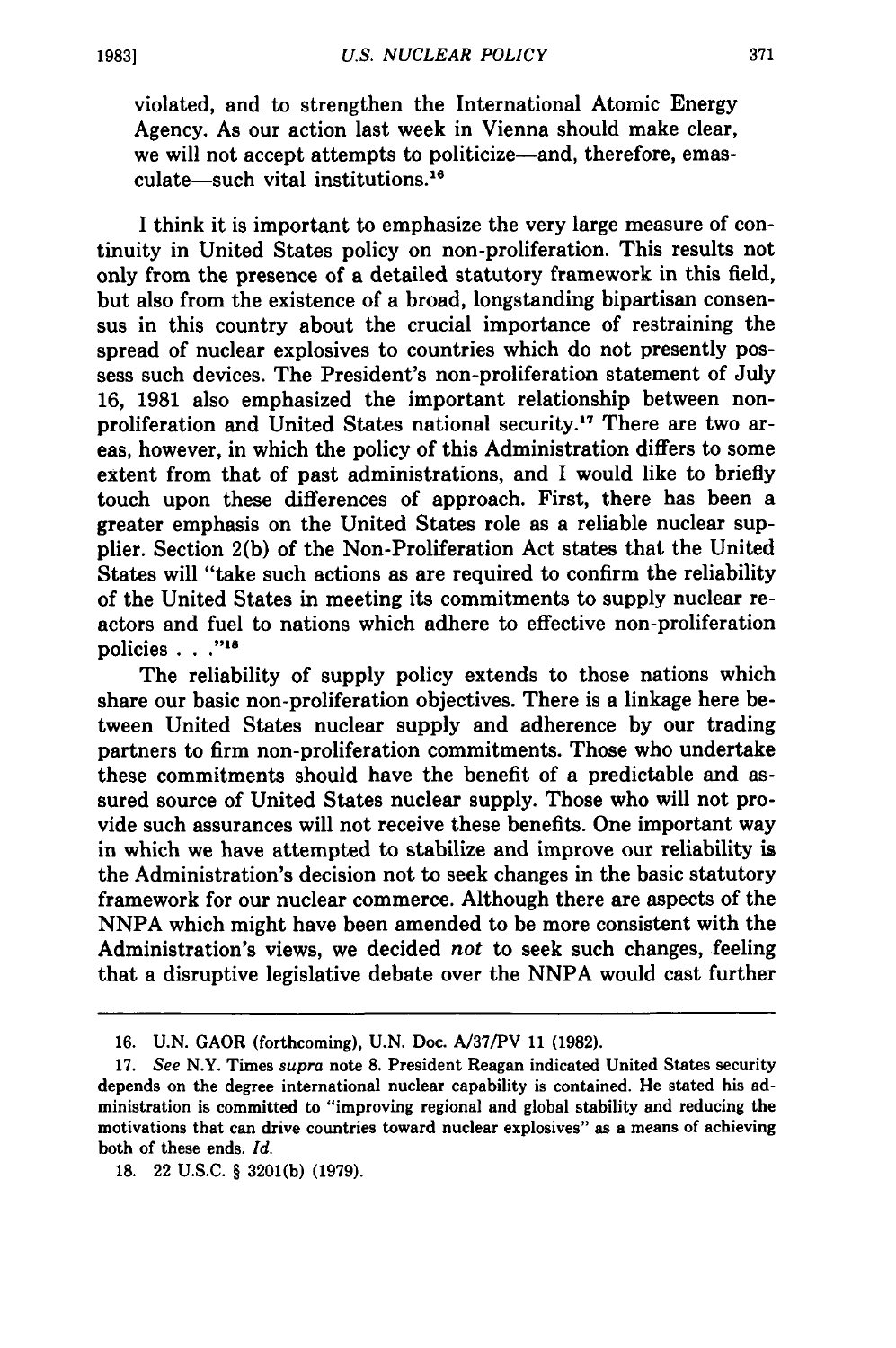violated, and to strengthen the International Atomic Energy Agency. As our action last week in Vienna should make clear, we will not accept attempts to politicize—and, therefore, emasculate—such vital institutions.[16]

I think it is important to emphasize the very large measure of continuity in United States policy on non-proliferation. This results not only from the presence of a detailed statutory framework in this field, but also from the existence of a broad, longstanding bipartisan consensus in this country about the crucial importance of restraining the spread of nuclear explosives to countries which do not presently possess such devices. The President's non-proliferation statement of July 16, 1981 also emphasized the important relationship between non-proliferation and United States national security.[17] There are two areas, however, in which the policy of this Administration differs to some extent from that of past administrations, and I would like to briefly touch upon these differences of approach. First, there has been a greater emphasis on the United States role as a reliable nuclear supplier. Section 2(b) of the Non-Proliferation Act states that the United States will "take such actions as are required to confirm the reliability of the United States in meeting its commitments to supply nuclear reactors and fuel to nations which adhere to effective non-proliferation policies . . . ."[18]

The reliability of supply policy extends to those nations which share our basic non-proliferation objectives. There is a linkage here between United States nuclear supply and adherence by our trading partners to firm non-proliferation commitments. Those who undertake these commitments should have the benefit of a predictable and assured source of United States nuclear supply. Those who will not provide such assurances will not receive these benefits. One important way in which we have attempted to stabilize and improve our reliability is the Administration's decision not to seek changes in the basic statutory framework for our nuclear commerce. Although there are aspects of the NNPA which might have been amended to be more consistent with the Administration's views, we decided *not* to seek such changes, feeling that a disruptive legislative debate over the NNPA would cast further

---

16. U.N. GAOR (forthcoming), U.N. Doc. A/37/PV 11 (1982).

17. *See* N.Y. Times *supra* note 8. President Reagan indicated United States security depends on the degree international nuclear capability is contained. He stated his administration is committed to "improving regional and global stability and reducing the motivations that can drive countries toward nuclear explosives" as a means of achieving both of these ends. *Id.*

18. 22 U.S.C. § 3201(b) (1979).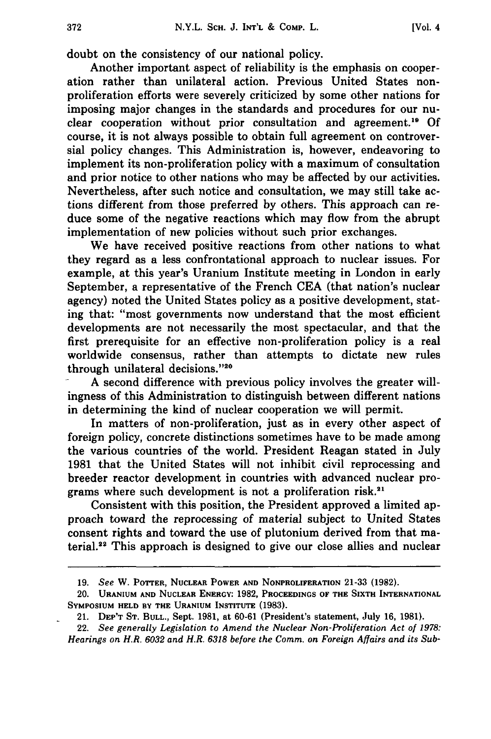doubt on the consistency of our national policy.

Another important aspect of reliability is the emphasis on cooperation rather than unilateral action. Previous United States non-proliferation efforts were severely criticized by some other nations for imposing major changes in the standards and procedures for our nuclear cooperation without prior consultation and agreement.[19] Of course, it is not always possible to obtain full agreement on controversial policy changes. This Administration is, however, endeavoring to implement its non-proliferation policy with a maximum of consultation and prior notice to other nations who may be affected by our activities. Nevertheless, after such notice and consultation, we may still take actions different from those preferred by others. This approach can reduce some of the negative reactions which may flow from the abrupt implementation of new policies without such prior exchanges.

We have received positive reactions from other nations to what they regard as a less confrontational approach to nuclear issues. For example, at this year's Uranium Institute meeting in London in early September, a representative of the French CEA (that nation's nuclear agency) noted the United States policy as a positive development, stating that: "most governments now understand that the most efficient developments are not necessarily the most spectacular, and that the first prerequisite for an effective non-proliferation policy is a real worldwide consensus, rather than attempts to dictate new rules through unilateral decisions."[20]

A second difference with previous policy involves the greater willingness of this Administration to distinguish between different nations in determining the kind of nuclear cooperation we will permit.

In matters of non-proliferation, just as in every other aspect of foreign policy, concrete distinctions sometimes have to be made among the various countries of the world. President Reagan stated in July 1981 that the United States will not inhibit civil reprocessing and breeder reactor development in countries with advanced nuclear programs where such development is not a proliferation risk.[21]

Consistent with this position, the President approved a limited approach toward the reprocessing of material subject to United States consent rights and toward the use of plutonium derived from that material.[22] This approach is designed to give our close allies and nuclear

---

19. *See* W. Potter, Nuclear Power and Nonproliferation 21-33 (1982).

20. Uranium and Nuclear Energy: 1982, Proceedings of the Sixth International Symposium held by the Uranium Institute (1983).

21. Dep't St. Bull., Sept. 1981, at 60-61 (President's statement, July 16, 1981).

22. *See generally Legislation to Amend the Nuclear Non-Proliferation Act of 1978: Hearings on H.R. 6032 and H.R. 6318 before the Comm. on Foreign Affairs and its Sub-*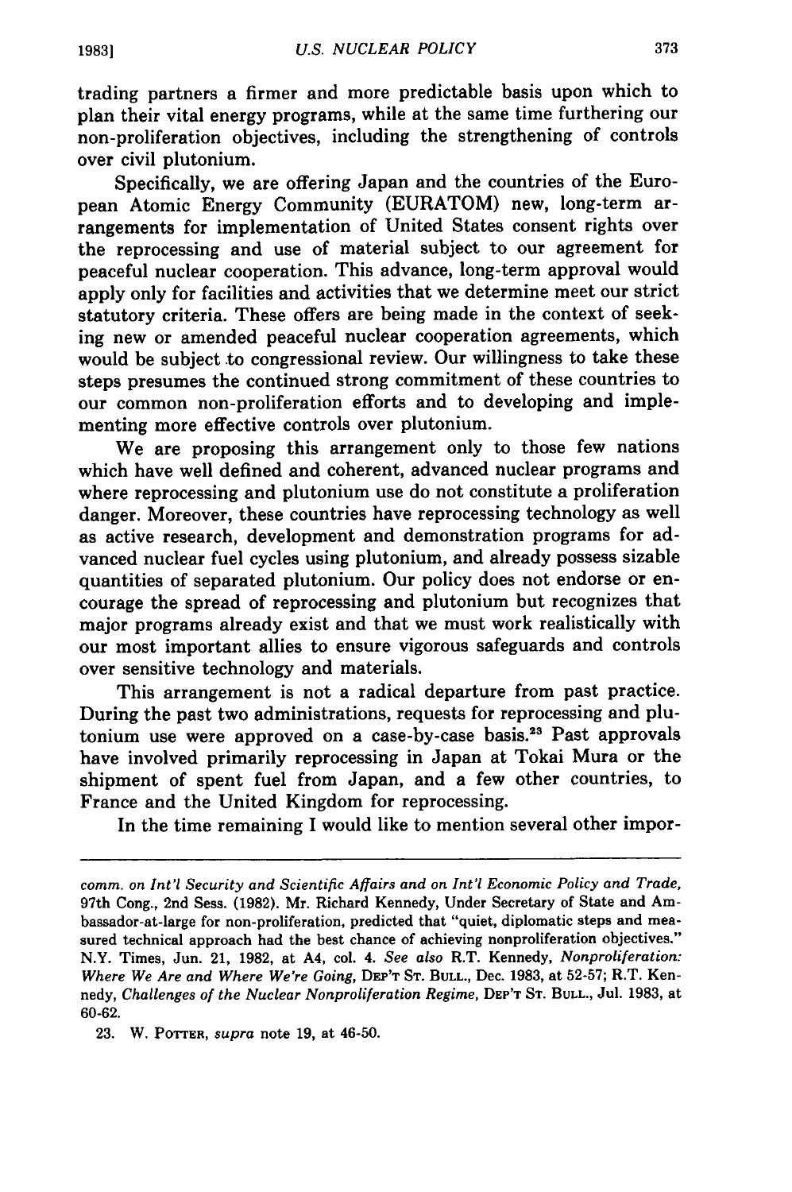trading partners a firmer and more predictable basis upon which to plan their vital energy programs, while at the same time furthering our non-proliferation objectives, including the strengthening of controls over civil plutonium.

Specifically, we are offering Japan and the countries of the European Atomic Energy Community (EURATOM) new, long-term arrangements for implementation of United States consent rights over the reprocessing and use of material subject to our agreement for peaceful nuclear cooperation. This advance, long-term approval would apply only for facilities and activities that we determine meet our strict statutory criteria. These offers are being made in the context of seeking new or amended peaceful nuclear cooperation agreements, which would be subject to congressional review. Our willingness to take these steps presumes the continued strong commitment of these countries to our common non-proliferation efforts and to developing and implementing more effective controls over plutonium.

We are proposing this arrangement only to those few nations which have well defined and coherent, advanced nuclear programs and where reprocessing and plutonium use do not constitute a proliferation danger. Moreover, these countries have reprocessing technology as well as active research, development and demonstration programs for advanced nuclear fuel cycles using plutonium, and already possess sizable quantities of separated plutonium. Our policy does not endorse or encourage the spread of reprocessing and plutonium but recognizes that major programs already exist and that we must work realistically with our most important allies to ensure vigorous safeguards and controls over sensitive technology and materials.

This arrangement is not a radical departure from past practice. During the past two administrations, requests for reprocessing and plutonium use were approved on a case-by-case basis.[23] Past approvals have involved primarily reprocessing in Japan at Tokai Mura or the shipment of spent fuel from Japan, and a few other countries, to France and the United Kingdom for reprocessing.

In the time remaining I would like to mention several other impor-

---

*comm. on Int'l Security and Scientific Affairs and on Int'l Economic Policy and Trade*, 97th Cong., 2nd Sess. (1982). Mr. Richard Kennedy, Under Secretary of State and Ambassador-at-large for non-proliferation, predicted that "quiet, diplomatic steps and measured technical approach had the best chance of achieving nonproliferation objectives." N.Y. Times, Jun. 21, 1982, at A4, col. 4. *See also* R.T. Kennedy, *Nonproliferation: Where We Are and Where We're Going*, DEP'T ST. BULL., Dec. 1983, at 52-57; R.T. Kennedy, *Challenges of the Nuclear Nonproliferation Regime*, DEP'T ST. BULL., Jul. 1983, at 60-62.

23. W. POTTER, *supra* note 19, at 46-50.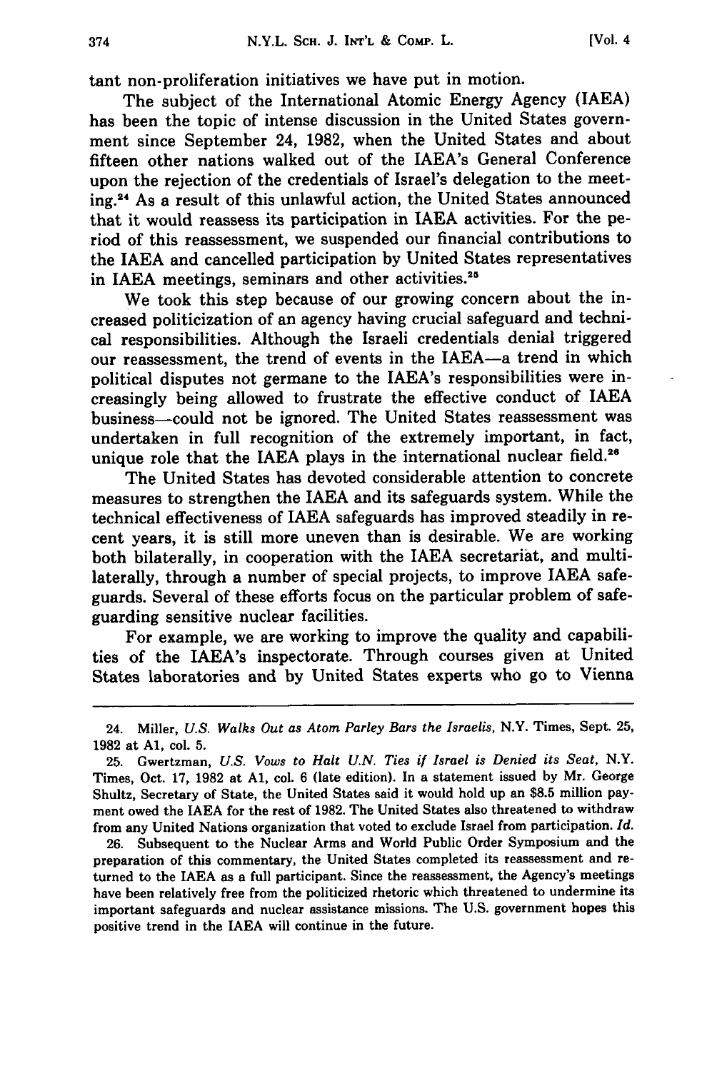tant non-proliferation initiatives we have put in motion.

The subject of the International Atomic Energy Agency (IAEA) has been the topic of intense discussion in the United States government since September 24, 1982, when the United States and about fifteen other nations walked out of the IAEA's General Conference upon the rejection of the credentials of Israel's delegation to the meeting.[24] As a result of this unlawful action, the United States announced that it would reassess its participation in IAEA activities. For the period of this reassessment, we suspended our financial contributions to the IAEA and cancelled participation by United States representatives in IAEA meetings, seminars and other activities.[25]

We took this step because of our growing concern about the increased politicization of an agency having crucial safeguard and technical responsibilities. Although the Israeli credentials denial triggered our reassessment, the trend of events in the IAEA—a trend in which political disputes not germane to the IAEA's responsibilities were increasingly being allowed to frustrate the effective conduct of IAEA business—could not be ignored. The United States reassessment was undertaken in full recognition of the extremely important, in fact, unique role that the IAEA plays in the international nuclear field.[26]

The United States has devoted considerable attention to concrete measures to strengthen the IAEA and its safeguards system. While the technical effectiveness of IAEA safeguards has improved steadily in recent years, it is still more uneven than is desirable. We are working both bilaterally, in cooperation with the IAEA secretariat, and multilaterally, through a number of special projects, to improve IAEA safeguards. Several of these efforts focus on the particular problem of safeguarding sensitive nuclear facilities.

For example, we are working to improve the quality and capabilities of the IAEA's inspectorate. Through courses given at United States laboratories and by United States experts who go to Vienna

---

24. Miller, *U.S. Walks Out as Atom Parley Bars the Israelis*, N.Y. Times, Sept. 25, 1982 at A1, col. 5.

25. Gwertzman, *U.S. Vows to Halt U.N. Ties if Israel is Denied its Seat*, N.Y. Times, Oct. 17, 1982 at A1, col. 6 (late edition). In a statement issued by Mr. George Shultz, Secretary of State, the United States said it would hold up an $8.5 million payment owed the IAEA for the rest of 1982. The United States also threatened to withdraw from any United Nations organization that voted to exclude Israel from participation. *Id.*

26. Subsequent to the Nuclear Arms and World Public Order Symposium and the preparation of this commentary, the United States completed its reassessment and returned to the IAEA as a full participant. Since the reassessment, the Agency's meetings have been relatively free from the politicized rhetoric which threatened to undermine its important safeguards and nuclear assistance missions. The U.S. government hopes this positive trend in the IAEA will continue in the future.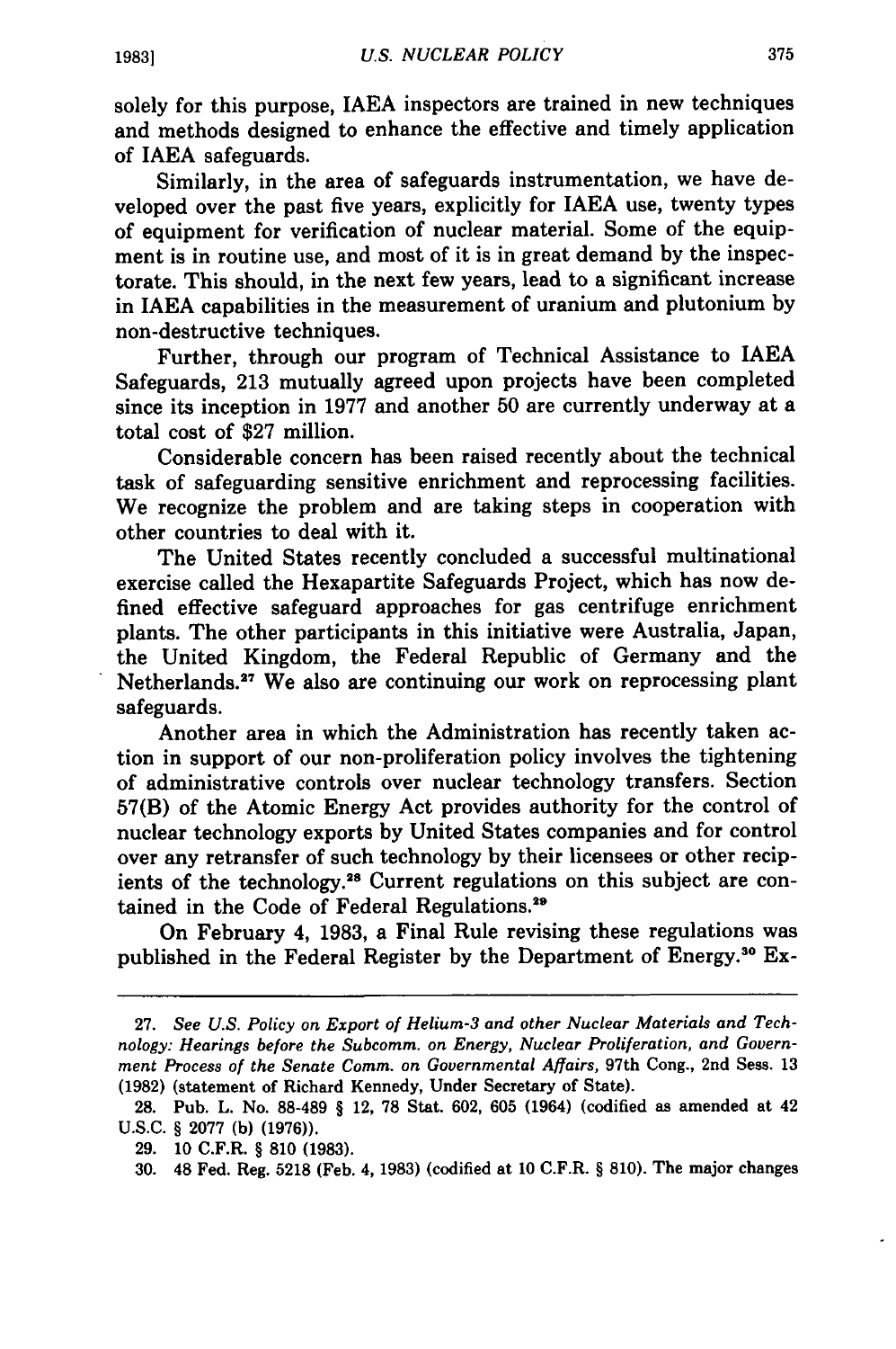solely for this purpose, IAEA inspectors are trained in new techniques and methods designed to enhance the effective and timely application of IAEA safeguards.

Similarly, in the area of safeguards instrumentation, we have developed over the past five years, explicitly for IAEA use, twenty types of equipment for verification of nuclear material. Some of the equipment is in routine use, and most of it is in great demand by the inspectorate. This should, in the next few years, lead to a significant increase in IAEA capabilities in the measurement of uranium and plutonium by non-destructive techniques.

Further, through our program of Technical Assistance to IAEA Safeguards, 213 mutually agreed upon projects have been completed since its inception in 1977 and another 50 are currently underway at a total cost of $27 million.

Considerable concern has been raised recently about the technical task of safeguarding sensitive enrichment and reprocessing facilities. We recognize the problem and are taking steps in cooperation with other countries to deal with it.

The United States recently concluded a successful multinational exercise called the Hexapartite Safeguards Project, which has now defined effective safeguard approaches for gas centrifuge enrichment plants. The other participants in this initiative were Australia, Japan, the United Kingdom, the Federal Republic of Germany and the Netherlands.[27] We also are continuing our work on reprocessing plant safeguards.

Another area in which the Administration has recently taken action in support of our non-proliferation policy involves the tightening of administrative controls over nuclear technology transfers. Section 57(B) of the Atomic Energy Act provides authority for the control of nuclear technology exports by United States companies and for control over any retransfer of such technology by their licensees or other recipients of the technology.[28] Current regulations on this subject are contained in the Code of Federal Regulations.[29]

On February 4, 1983, a Final Rule revising these regulations was published in the Federal Register by the Department of Energy.[30] Ex-

---

27. *See U.S. Policy on Export of Helium-3 and other Nuclear Materials and Technology: Hearings before the Subcomm. on Energy, Nuclear Proliferation, and Government Process of the Senate Comm. on Governmental Affairs*, 97th Cong., 2nd Sess. 13 (1982) (statement of Richard Kennedy, Under Secretary of State).

28. Pub. L. No. 88-489 § 12, 78 Stat. 602, 605 (1964) (codified as amended at 42 U.S.C. § 2077 (b) (1976)).

29. 10 C.F.R. § 810 (1983).

30. 48 Fed. Reg. 5218 (Feb. 4, 1983) (codified at 10 C.F.R. § 810). The major changes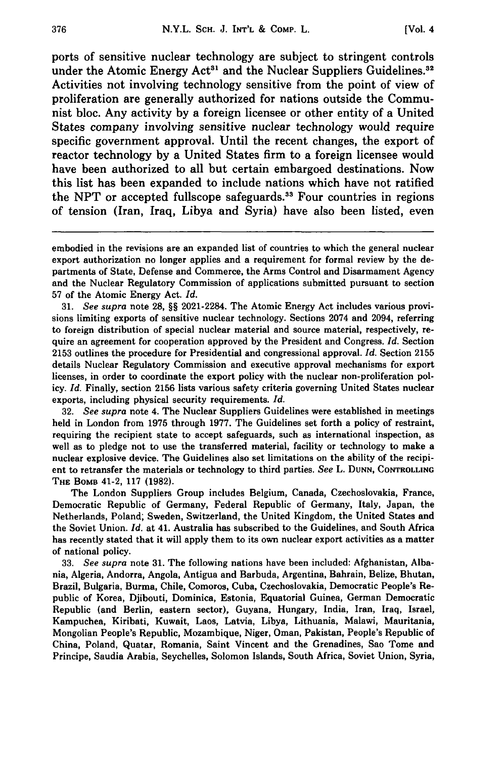ports of sensitive nuclear technology are subject to stringent controls under the Atomic Energy Act[31] and the Nuclear Suppliers Guidelines.[32] Activities not involving technology sensitive from the point of view of proliferation are generally authorized for nations outside the Communist bloc. Any activity by a foreign licensee or other entity of a United States company involving sensitive nuclear technology would require specific government approval. Until the recent changes, the export of reactor technology by a United States firm to a foreign licensee would have been authorized to all but certain embargoed destinations. Now this list has been expanded to include nations which have not ratified the NPT or accepted fullscope safeguards.[33] Four countries in regions of tension (Iran, Iraq, Libya and Syria) have also been listed, even

---

embodied in the revisions are an expanded list of countries to which the general nuclear export authorization no longer applies and a requirement for formal review by the departments of State, Defense and Commerce, the Arms Control and Disarmament Agency and the Nuclear Regulatory Commission of applications submitted pursuant to section 57 of the Atomic Energy Act. *Id.*

31. *See supra* note 28, §§ 2021-2284. The Atomic Energy Act includes various provisions limiting exports of sensitive nuclear technology. Sections 2074 and 2094, referring to foreign distribution of special nuclear material and source material, respectively, require an agreement for cooperation approved by the President and Congress. *Id.* Section 2153 outlines the procedure for Presidential and congressional approval. *Id.* Section 2155 details Nuclear Regulatory Commission and executive approval mechanisms for export licenses, in order to coordinate the export policy with the nuclear non-proliferation policy. *Id.* Finally, section 2156 lists various safety criteria governing United States nuclear exports, including physical security requirements. *Id.*

32. *See supra* note 4. The Nuclear Suppliers Guidelines were established in meetings held in London from 1975 through 1977. The Guidelines set forth a policy of restraint, requiring the recipient state to accept safeguards, such as international inspection, as well as to pledge not to use the transferred material, facility or technology to make a nuclear explosive device. The Guidelines also set limitations on the ability of the recipient to retransfer the materials or technology to third parties. *See* L. DUNN, CONTROLLING THE BOMB 41-2, 117 (1982).

The London Suppliers Group includes Belgium, Canada, Czechoslovakia, France, Democratic Republic of Germany, Federal Republic of Germany, Italy, Japan, the Netherlands, Poland, Sweden, Switzerland, the United Kingdom, the United States and the Soviet Union. *Id.* at 41. Australia has subscribed to the Guidelines, and South Africa has recently stated that it will apply them to its own nuclear export activities as a matter of national policy.

33. *See supra* note 31. The following nations have been included: Afghanistan, Albania, Algeria, Andorra, Angola, Antigua and Barbuda, Argentina, Bahrain, Belize, Bhutan, Brazil, Bulgaria, Burma, Chile, Comoros, Cuba, Czechoslovakia, Democratic People's Republic of Korea, Djibouti, Dominica, Estonia, Equatorial Guinea, German Democratic Republic (and Berlin, eastern sector), Guyana, Hungary, India, Iran, Iraq, Israel, Kampuchea, Kiribati, Kuwait, Laos, Latvia, Libya, Lithuania, Malawi, Mauritania, Mongolian People's Republic, Mozambique, Niger, Oman, Pakistan, People's Republic of China, Poland, Quatar, Romania, Saint Vincent and the Grenadines, Sao Tome and Principe, Saudia Arabia, Seychelles, Solomon Islands, South Africa, Soviet Union, Syria,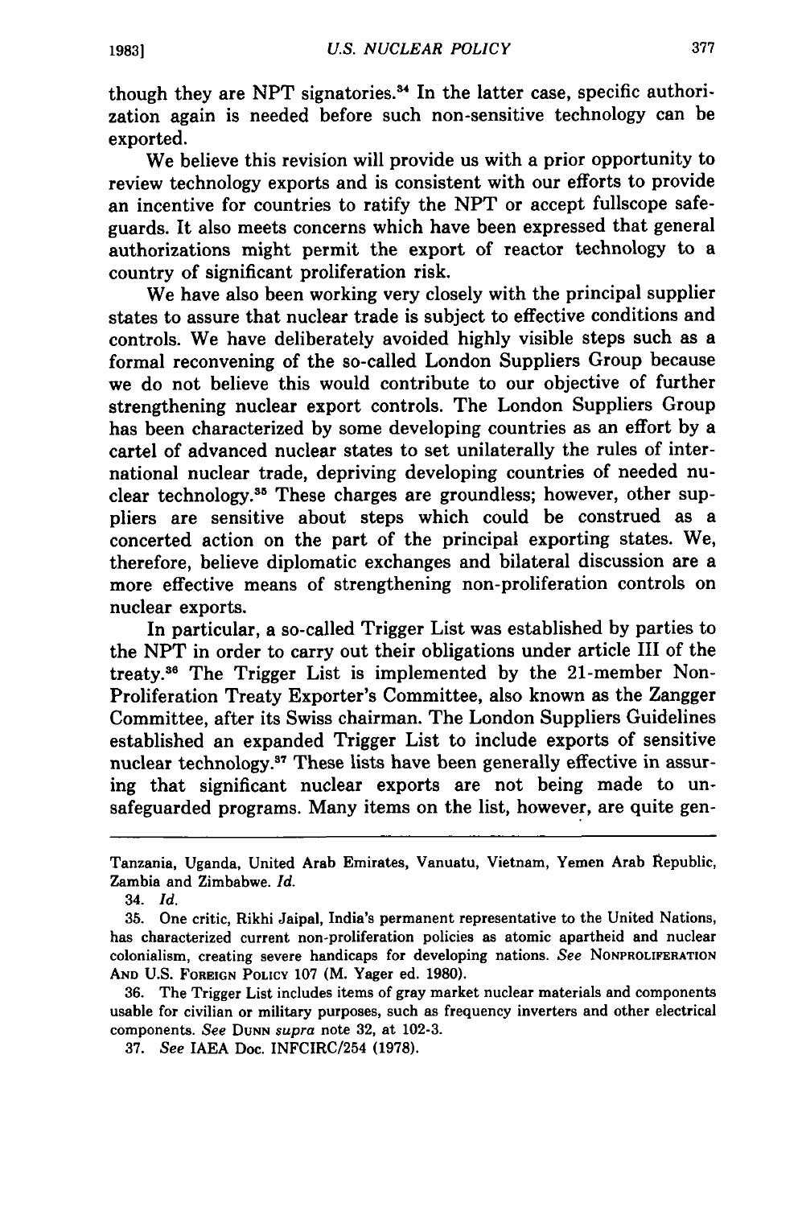though they are NPT signatories.[34] In the latter case, specific authorization again is needed before such non-sensitive technology can be exported.

We believe this revision will provide us with a prior opportunity to review technology exports and is consistent with our efforts to provide an incentive for countries to ratify the NPT or accept fullscope safeguards. It also meets concerns which have been expressed that general authorizations might permit the export of reactor technology to a country of significant proliferation risk.

We have also been working very closely with the principal supplier states to assure that nuclear trade is subject to effective conditions and controls. We have deliberately avoided highly visible steps such as a formal reconvening of the so-called London Suppliers Group because we do not believe this would contribute to our objective of further strengthening nuclear export controls. The London Suppliers Group has been characterized by some developing countries as an effort by a cartel of advanced nuclear states to set unilaterally the rules of international nuclear trade, depriving developing countries of needed nuclear technology.[35] These charges are groundless; however, other suppliers are sensitive about steps which could be construed as a concerted action on the part of the principal exporting states. We, therefore, believe diplomatic exchanges and bilateral discussion are a more effective means of strengthening non-proliferation controls on nuclear exports.

In particular, a so-called Trigger List was established by parties to the NPT in order to carry out their obligations under article III of the treaty.[36] The Trigger List is implemented by the 21-member Non-Proliferation Treaty Exporter's Committee, also known as the Zangger Committee, after its Swiss chairman. The London Suppliers Guidelines established an expanded Trigger List to include exports of sensitive nuclear technology.[37] These lists have been generally effective in assuring that significant nuclear exports are not being made to unsafeguarded programs. Many items on the list, however, are quite gen-

---

Tanzania, Uganda, United Arab Emirates, Vanuatu, Vietnam, Yemen Arab Republic, Zambia and Zimbabwe. *Id.*

34. *Id.*

35. One critic, Rikhi Jaipal, India's permanent representative to the United Nations, has characterized current non-proliferation policies as atomic apartheid and nuclear colonialism, creating severe handicaps for developing nations. *See* NONPROLIFERATION AND U.S. FOREIGN POLICY 107 (M. Yager ed. 1980).

36. The Trigger List includes items of gray market nuclear materials and components usable for civilian or military purposes, such as frequency inverters and other electrical components. *See* DUNN *supra* note 32, at 102-3.

37. *See* IAEA Doc. INFCIRC/254 (1978).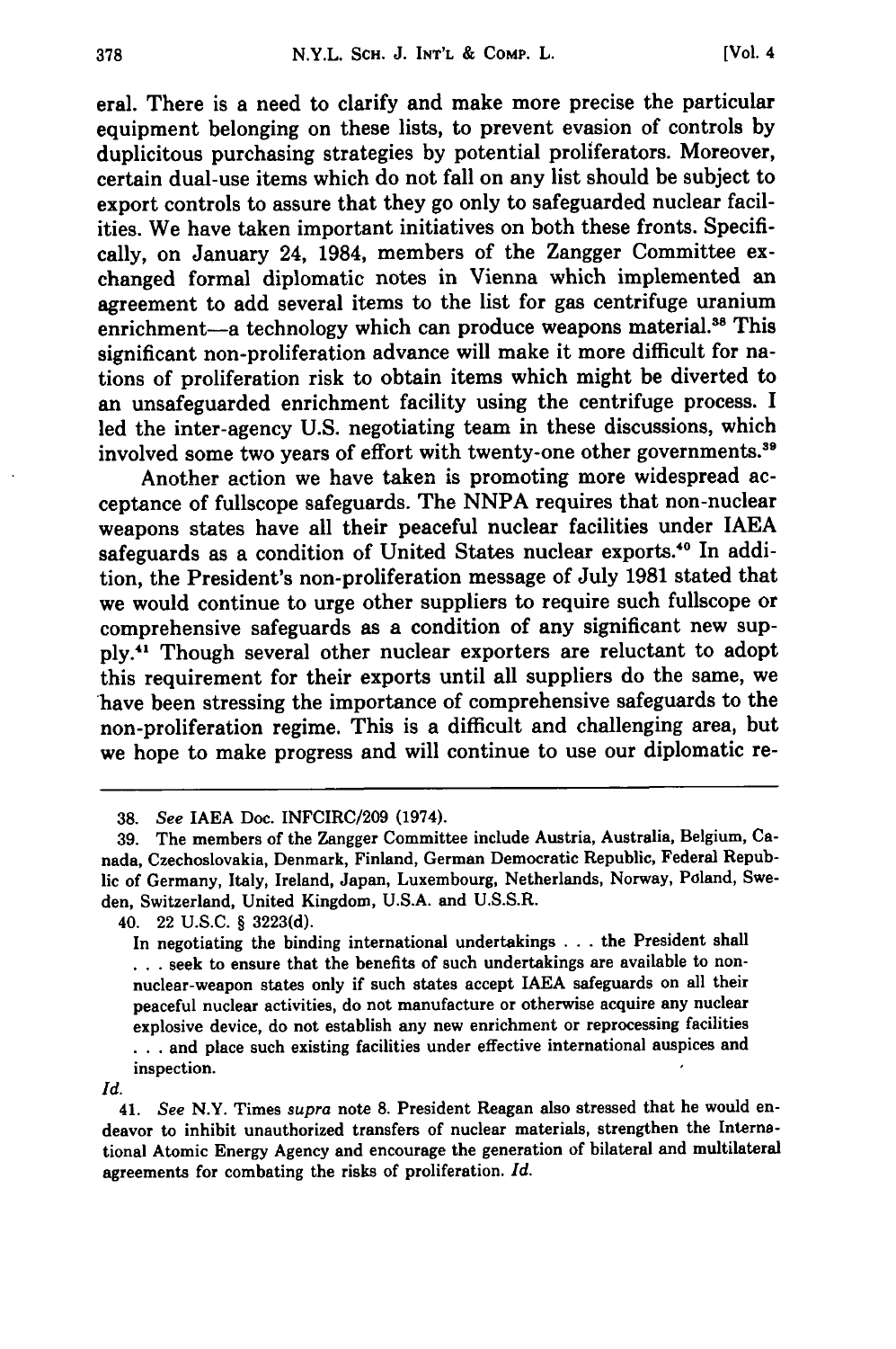eral. There is a need to clarify and make more precise the particular equipment belonging on these lists, to prevent evasion of controls by duplicitous purchasing strategies by potential proliferators. Moreover, certain dual-use items which do not fall on any list should be subject to export controls to assure that they go only to safeguarded nuclear facilities. We have taken important initiatives on both these fronts. Specifically, on January 24, 1984, members of the Zangger Committee exchanged formal diplomatic notes in Vienna which implemented an agreement to add several items to the list for gas centrifuge uranium enrichment—a technology which can produce weapons material.[38] This significant non-proliferation advance will make it more difficult for nations of proliferation risk to obtain items which might be diverted to an unsafeguarded enrichment facility using the centrifuge process. I led the inter-agency U.S. negotiating team in these discussions, which involved some two years of effort with twenty-one other governments.[39]

Another action we have taken is promoting more widespread acceptance of fullscope safeguards. The NNPA requires that non-nuclear weapons states have all their peaceful nuclear facilities under IAEA safeguards as a condition of United States nuclear exports.[40] In addition, the President's non-proliferation message of July 1981 stated that we would continue to urge other suppliers to require such fullscope or comprehensive safeguards as a condition of any significant new supply.[41] Though several other nuclear exporters are reluctant to adopt this requirement for their exports until all suppliers do the same, we have been stressing the importance of comprehensive safeguards to the non-proliferation regime. This is a difficult and challenging area, but we hope to make progress and will continue to use our diplomatic re-

---

38. *See* IAEA Doc. INFCIRC/209 (1974).

39. The members of the Zangger Committee include Austria, Australia, Belgium, Canada, Czechoslovakia, Denmark, Finland, German Democratic Republic, Federal Republic of Germany, Italy, Ireland, Japan, Luxembourg, Netherlands, Norway, Poland, Sweden, Switzerland, United Kingdom, U.S.A. and U.S.S.R.

40. 22 U.S.C. § 3223(d).

> In negotiating the binding international undertakings . . . the President shall . . . seek to ensure that the benefits of such undertakings are available to non-nuclear-weapon states only if such states accept IAEA safeguards on all their peaceful nuclear activities, do not manufacture or otherwise acquire any nuclear explosive device, do not establish any new enrichment or reprocessing facilities . . . and place such existing facilities under effective international auspices and inspection.

*Id.*

41. *See* N.Y. Times *supra* note 8. President Reagan also stressed that he would endeavor to inhibit unauthorized transfers of nuclear materials, strengthen the International Atomic Energy Agency and encourage the generation of bilateral and multilateral agreements for combating the risks of proliferation. *Id.*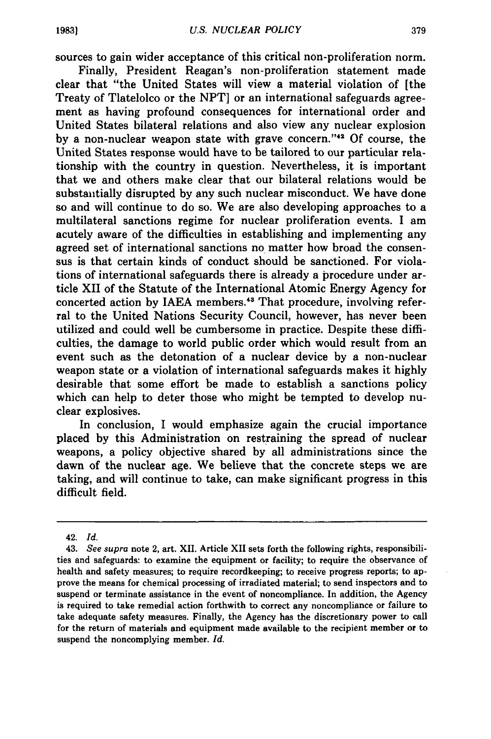sources to gain wider acceptance of this critical non-proliferation norm.

Finally, President Reagan's non-proliferation statement made clear that "the United States will view a material violation of [the Treaty of Tlatelolco or the NPT] or an international safeguards agreement as having profound consequences for international order and United States bilateral relations and also view any nuclear explosion by a non-nuclear weapon state with grave concern."[42] Of course, the United States response would have to be tailored to our particular relationship with the country in question. Nevertheless, it is important that we and others make clear that our bilateral relations would be substantially disrupted by any such nuclear misconduct. We have done so and will continue to do so. We are also developing approaches to a multilateral sanctions regime for nuclear proliferation events. I am acutely aware of the difficulties in establishing and implementing any agreed set of international sanctions no matter how broad the consensus is that certain kinds of conduct should be sanctioned. For violations of international safeguards there is already a procedure under article XII of the Statute of the International Atomic Energy Agency for concerted action by IAEA members.[43] That procedure, involving referral to the United Nations Security Council, however, has never been utilized and could well be cumbersome in practice. Despite these difficulties, the damage to world public order which would result from an event such as the detonation of a nuclear device by a non-nuclear weapon state or a violation of international safeguards makes it highly desirable that some effort be made to establish a sanctions policy which can help to deter those who might be tempted to develop nuclear explosives.

In conclusion, I would emphasize again the crucial importance placed by this Administration on restraining the spread of nuclear weapons, a policy objective shared by all administrations since the dawn of the nuclear age. We believe that the concrete steps we are taking, and will continue to take, can make significant progress in this difficult field.

---

42. *Id.*

43. *See supra* note 2, art. XII. Article XII sets forth the following rights, responsibilities and safeguards: to examine the equipment or facility; to require the observance of health and safety measures; to require recordkeeping; to receive progress reports; to approve the means for chemical processing of irradiated material; to send inspectors and to suspend or terminate assistance in the event of noncompliance. In addition, the Agency is required to take remedial action forthwith to correct any noncompliance or failure to take adequate safety measures. Finally, the Agency has the discretionary power to call for the return of materials and equipment made available to the recipient member or to suspend the noncomplying member. *Id.*